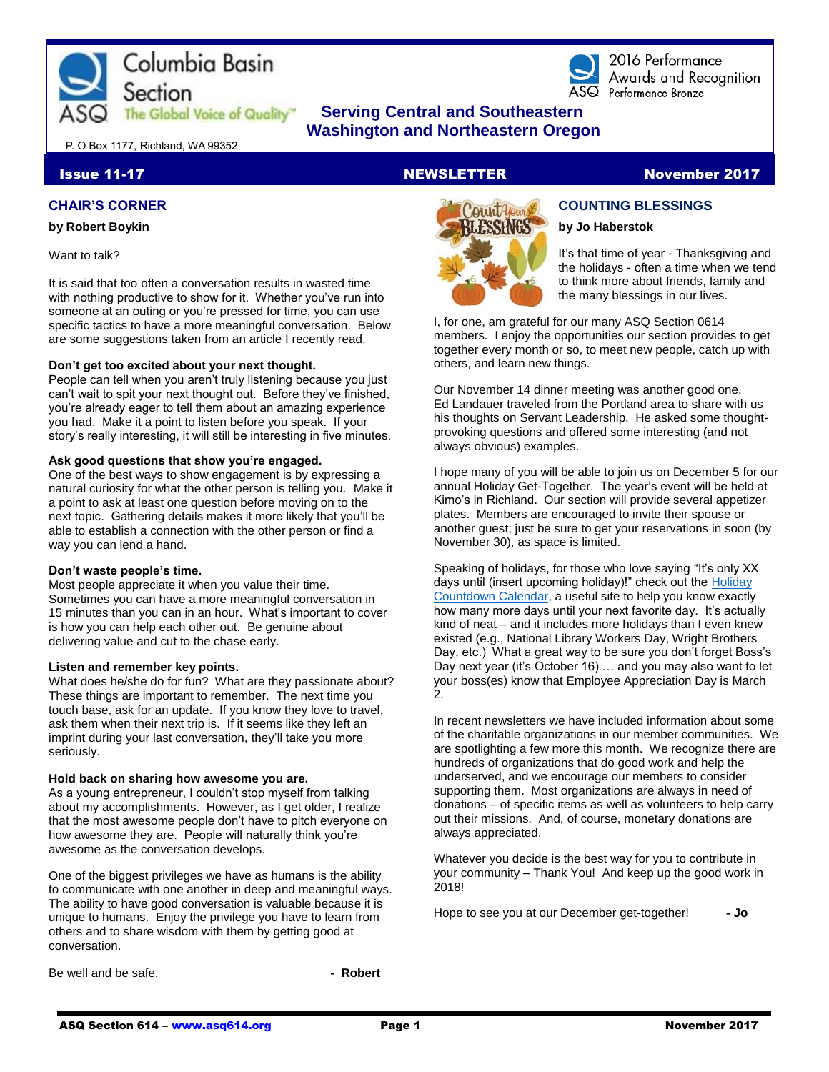# Columbia Basin Section

ASQ The Global Voice of Quality™

2016 Performance Awards and Recognition
ASQ Performance Bronze

**Serving Central and Southeastern Washington and Northeastern Oregon**

P. O Box 1177, Richland, WA 99352

**Issue 11-17** | **NEWSLETTER** | **November 2017**

## CHAIR'S CORNER

**by Robert Boykin**

Want to talk?

It is said that too often a conversation results in wasted time with nothing productive to show for it. Whether you've run into someone at an outing or you're pressed for time, you can use specific tactics to have a more meaningful conversation. Below are some suggestions taken from an article I recently read.

**Don't get too excited about your next thought.**
People can tell when you aren't truly listening because you just can't wait to spit your next thought out. Before they've finished, you're already eager to tell them about an amazing experience you had. Make it a point to listen before you speak. If your story's really interesting, it will still be interesting in five minutes.

**Ask good questions that show you're engaged.**
One of the best ways to show engagement is by expressing a natural curiosity for what the other person is telling you. Make it a point to ask at least one question before moving on to the next topic. Gathering details makes it more likely that you'll be able to establish a connection with the other person or find a way you can lend a hand.

**Don't waste people's time.**
Most people appreciate it when you value their time. Sometimes you can have a more meaningful conversation in 15 minutes than you can in an hour. What's important to cover is how you can help each other out. Be genuine about delivering value and cut to the chase early.

**Listen and remember key points.**
What does he/she do for fun? What are they passionate about? These things are important to remember. The next time you touch base, ask for an update. If you know they love to travel, ask them when their next trip is. If it seems like they left an imprint during your last conversation, they'll take you more seriously.

**Hold back on sharing how awesome you are.**
As a young entrepreneur, I couldn't stop myself from talking about my accomplishments. However, as I get older, I realize that the most awesome people don't have to pitch everyone on how awesome they are. People will naturally think you're awesome as the conversation develops.

One of the biggest privileges we have as humans is the ability to communicate with one another in deep and meaningful ways. The ability to have good conversation is valuable because it is unique to humans. Enjoy the privilege you have to learn from others and to share wisdom with them by getting good at conversation.

Be well and be safe. **- Robert**

## COUNTING BLESSINGS

**by Jo Haberstok**

It's that time of year - Thanksgiving and the holidays - often a time when we tend to think more about friends, family and the many blessings in our lives.

I, for one, am grateful for our many ASQ Section 0614 members. I enjoy the opportunities our section provides to get together every month or so, to meet new people, catch up with others, and learn new things.

Our November 14 dinner meeting was another good one. Ed Landauer traveled from the Portland area to share with us his thoughts on Servant Leadership. He asked some thought-provoking questions and offered some interesting (and not always obvious) examples.

I hope many of you will be able to join us on December 5 for our annual Holiday Get-Together. The year's event will be held at Kimo's in Richland. Our section will provide several appetizer plates. Members are encouraged to invite their spouse or another guest; just be sure to get your reservations in soon (by November 30), as space is limited.

Speaking of holidays, for those who love saying "It's only XX days until (insert upcoming holiday)!" check out the Holiday Countdown Calendar, a useful site to help you know exactly how many more days until your next favorite day. It's actually kind of neat – and it includes more holidays than I even knew existed (e.g., National Library Workers Day, Wright Brothers Day, etc.) What a great way to be sure you don't forget Boss's Day next year (it's October 16) … and you may also want to let your boss(es) know that Employee Appreciation Day is March 2.

In recent newsletters we have included information about some of the charitable organizations in our member communities. We are spotlighting a few more this month. We recognize there are hundreds of organizations that do good work and help the underserved, and we encourage our members to consider supporting them. Most organizations are always in need of donations – of specific items as well as volunteers to help carry out their missions. And, of course, monetary donations are always appreciated.

Whatever you decide is the best way for you to contribute in your community – Thank You! And keep up the good work in 2018!

Hope to see you at our December get-together! **- Jo**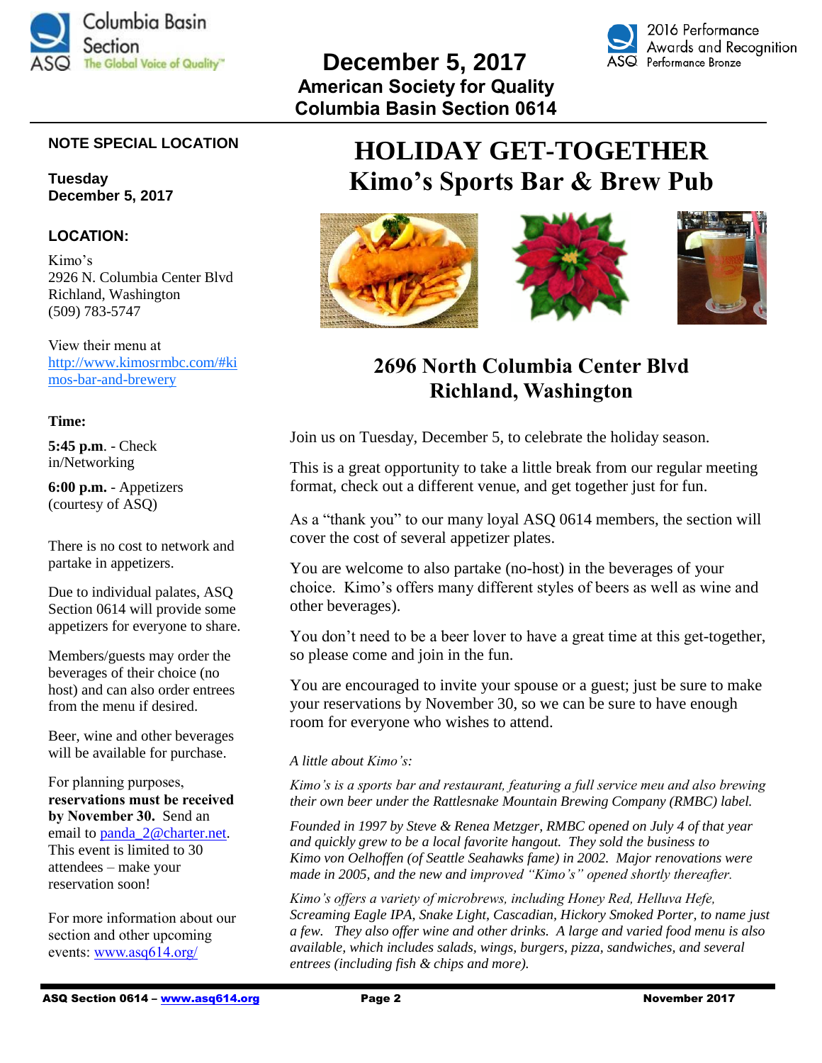**December 5, 2017**
**American Society for Quality**
**Columbia Basin Section 0614**

**NOTE SPECIAL LOCATION**

**Tuesday**
**December 5, 2017**

**LOCATION:**

Kimo's
2926 N. Columbia Center Blvd
Richland, Washington
(509) 783-5747

View their menu at http://www.kimosrmbc.com/#kimos-bar-and-brewery

**Time:**

**5:45 p.m**. - Check in/Networking

**6:00 p.m.** - Appetizers (courtesy of ASQ)

There is no cost to network and partake in appetizers.

Due to individual palates, ASQ Section 0614 will provide some appetizers for everyone to share.

Members/guests may order the beverages of their choice (no host) and can also order entrees from the menu if desired.

Beer, wine and other beverages will be available for purchase.

For planning purposes, **reservations must be received by November 30.** Send an email to panda_2@charter.net. This event is limited to 30 attendees – make your reservation soon!

For more information about our section and other upcoming events: www.asq614.org/

# HOLIDAY GET-TOGETHER
# Kimo's Sports Bar & Brew Pub

## 2696 North Columbia Center Blvd
## Richland, Washington

Join us on Tuesday, December 5, to celebrate the holiday season.

This is a great opportunity to take a little break from our regular meeting format, check out a different venue, and get together just for fun.

As a "thank you" to our many loyal ASQ 0614 members, the section will cover the cost of several appetizer plates.

You are welcome to also partake (no-host) in the beverages of your choice. Kimo's offers many different styles of beers as well as wine and other beverages).

You don't need to be a beer lover to have a great time at this get-together, so please come and join in the fun.

You are encouraged to invite your spouse or a guest; just be sure to make your reservations by November 30, so we can be sure to have enough room for everyone who wishes to attend.

*A little about Kimo's:*

*Kimo's is a sports bar and restaurant, featuring a full service meu and also brewing their own beer under the Rattlesnake Mountain Brewing Company (RMBC) label.*

*Founded in 1997 by Steve & Renea Metzger, RMBC opened on July 4 of that year and quickly grew to be a local favorite hangout. They sold the business to Kimo von Oelhoffen (of Seattle Seahawks fame) in 2002. Major renovations were made in 2005, and the new and improved "Kimo's" opened shortly thereafter.*

*Kimo's offers a variety of microbrews, including Honey Red, Helluva Hefe, Screaming Eagle IPA, Snake Light, Cascadian, Hickory Smoked Porter, to name just a few. They also offer wine and other drinks. A large and varied food menu is also available, which includes salads, wings, burgers, pizza, sandwiches, and several entrees (including fish & chips and more).*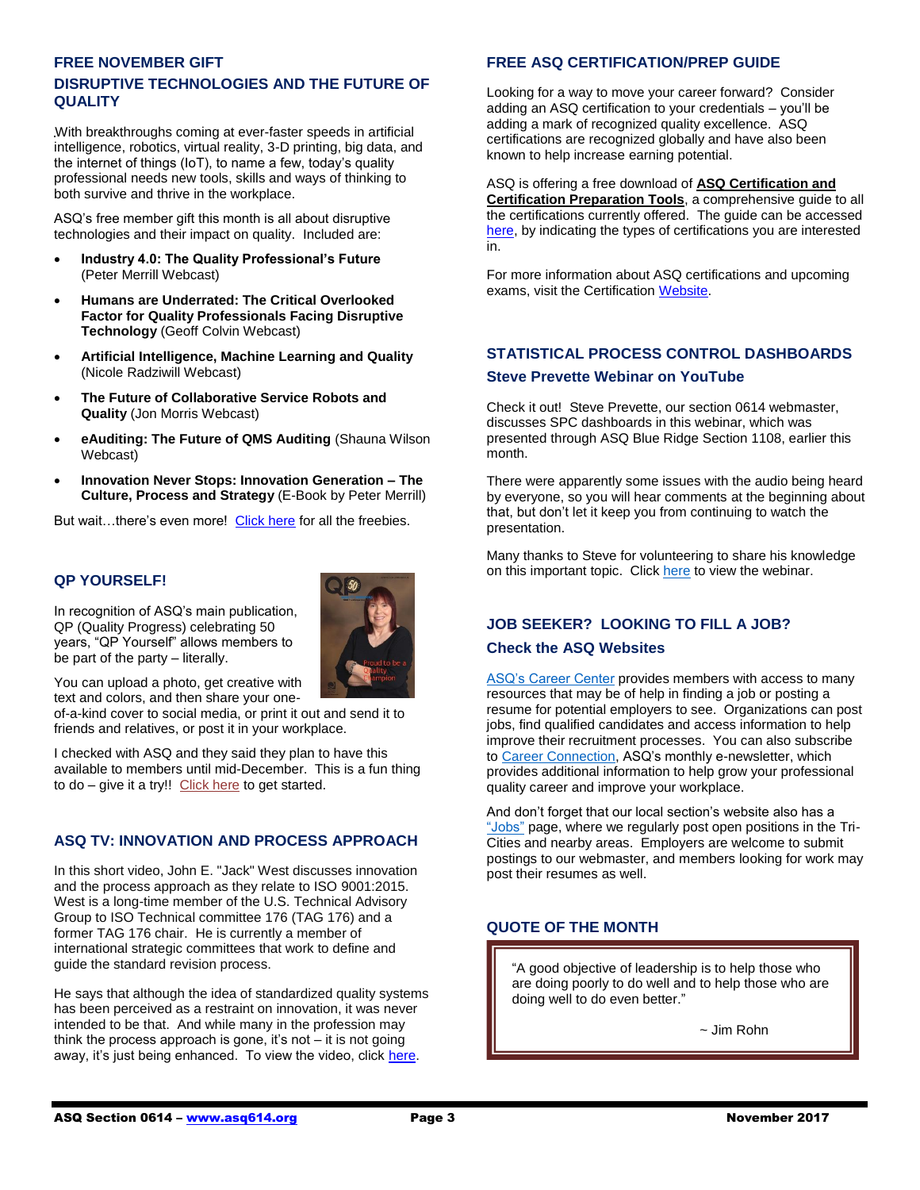## FREE NOVEMBER GIFT

## DISRUPTIVE TECHNOLOGIES AND THE FUTURE OF QUALITY

With breakthroughs coming at ever-faster speeds in artificial intelligence, robotics, virtual reality, 3-D printing, big data, and the internet of things (IoT), to name a few, today's quality professional needs new tools, skills and ways of thinking to both survive and thrive in the workplace.

ASQ's free member gift this month is all about disruptive technologies and their impact on quality. Included are:

- **Industry 4.0: The Quality Professional's Future** (Peter Merrill Webcast)
- **Humans are Underrated: The Critical Overlooked Factor for Quality Professionals Facing Disruptive Technology** (Geoff Colvin Webcast)
- **Artificial Intelligence, Machine Learning and Quality** (Nicole Radziwill Webcast)
- **The Future of Collaborative Service Robots and Quality** (Jon Morris Webcast)
- **eAuditing: The Future of QMS Auditing** (Shauna Wilson Webcast)
- **Innovation Never Stops: Innovation Generation – The Culture, Process and Strategy** (E-Book by Peter Merrill)

But wait…there's even more! Click here for all the freebies.

## QP YOURSELF!

In recognition of ASQ's main publication, QP (Quality Progress) celebrating 50 years, "QP Yourself" allows members to be part of the party – literally.

You can upload a photo, get creative with text and colors, and then share your one-of-a-kind cover to social media, or print it out and send it to friends and relatives, or post it in your workplace.

I checked with ASQ and they said they plan to have this available to members until mid-December. This is a fun thing to do – give it a try!! Click here to get started.

## ASQ TV: INNOVATION AND PROCESS APPROACH

In this short video, John E. "Jack" West discusses innovation and the process approach as they relate to ISO 9001:2015. West is a long-time member of the U.S. Technical Advisory Group to ISO Technical committee 176 (TAG 176) and a former TAG 176 chair. He is currently a member of international strategic committees that work to define and guide the standard revision process.

He says that although the idea of standardized quality systems has been perceived as a restraint on innovation, it was never intended to be that. And while many in the profession may think the process approach is gone, it's not – it is not going away, it's just being enhanced. To view the video, click here.

## FREE ASQ CERTIFICATION/PREP GUIDE

Looking for a way to move your career forward? Consider adding an ASQ certification to your credentials – you'll be adding a mark of recognized quality excellence. ASQ certifications are recognized globally and have also been known to help increase earning potential.

ASQ is offering a free download of **ASQ Certification and Certification Preparation Tools**, a comprehensive guide to all the certifications currently offered. The guide can be accessed here, by indicating the types of certifications you are interested in.

For more information about ASQ certifications and upcoming exams, visit the Certification Website.

## STATISTICAL PROCESS CONTROL DASHBOARDS

### Steve Prevette Webinar on YouTube

Check it out! Steve Prevette, our section 0614 webmaster, discusses SPC dashboards in this webinar, which was presented through ASQ Blue Ridge Section 1108, earlier this month.

There were apparently some issues with the audio being heard by everyone, so you will hear comments at the beginning about that, but don't let it keep you from continuing to watch the presentation.

Many thanks to Steve for volunteering to share his knowledge on this important topic. Click here to view the webinar.

## JOB SEEKER? LOOKING TO FILL A JOB?

### Check the ASQ Websites

ASQ's Career Center provides members with access to many resources that may be of help in finding a job or posting a resume for potential employers to see. Organizations can post jobs, find qualified candidates and access information to help improve their recruitment processes. You can also subscribe to Career Connection, ASQ's monthly e-newsletter, which provides additional information to help grow your professional quality career and improve your workplace.

And don't forget that our local section's website also has a "Jobs" page, where we regularly post open positions in the Tri-Cities and nearby areas. Employers are welcome to submit postings to our webmaster, and members looking for work may post their resumes as well.

## QUOTE OF THE MONTH

"A good objective of leadership is to help those who are doing poorly to do well and to help those who are doing well to do even better."

~ Jim Rohn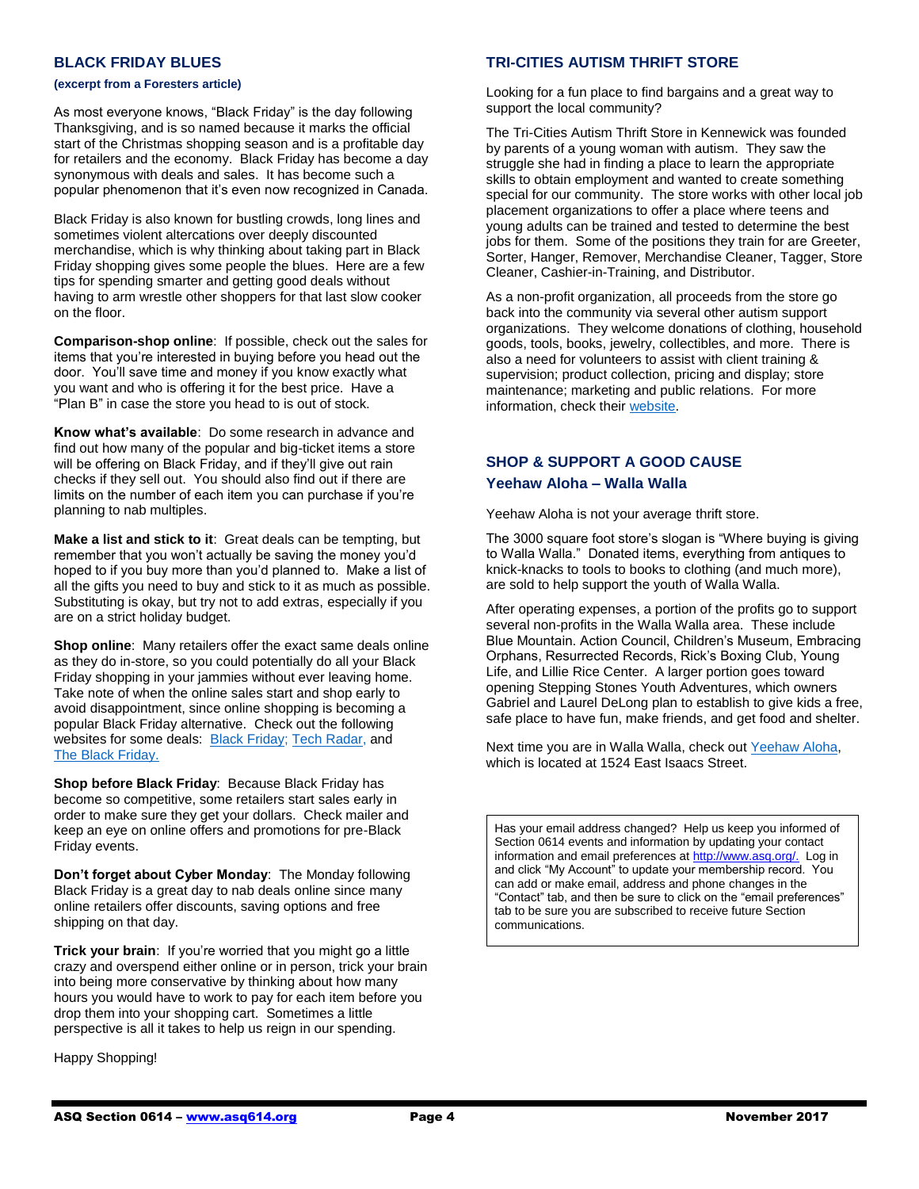## BLACK FRIDAY BLUES

**(excerpt from a Foresters article)**

As most everyone knows, "Black Friday" is the day following Thanksgiving, and is so named because it marks the official start of the Christmas shopping season and is a profitable day for retailers and the economy. Black Friday has become a day synonymous with deals and sales. It has become such a popular phenomenon that it's even now recognized in Canada.

Black Friday is also known for bustling crowds, long lines and sometimes violent altercations over deeply discounted merchandise, which is why thinking about taking part in Black Friday shopping gives some people the blues. Here are a few tips for spending smarter and getting good deals without having to arm wrestle other shoppers for that last slow cooker on the floor.

**Comparison-shop online**: If possible, check out the sales for items that you're interested in buying before you head out the door. You'll save time and money if you know exactly what you want and who is offering it for the best price. Have a "Plan B" in case the store you head to is out of stock.

**Know what's available**: Do some research in advance and find out how many of the popular and big-ticket items a store will be offering on Black Friday, and if they'll give out rain checks if they sell out. You should also find out if there are limits on the number of each item you can purchase if you're planning to nab multiples.

**Make a list and stick to it**: Great deals can be tempting, but remember that you won't actually be saving the money you'd hoped to if you buy more than you'd planned to. Make a list of all the gifts you need to buy and stick to it as much as possible. Substituting is okay, but try not to add extras, especially if you are on a strict holiday budget.

**Shop online**: Many retailers offer the exact same deals online as they do in-store, so you could potentially do all your Black Friday shopping in your jammies without ever leaving home. Take note of when the online sales start and shop early to avoid disappointment, since online shopping is becoming a popular Black Friday alternative. Check out the following websites for some deals: Black Friday; Tech Radar, and The Black Friday.

**Shop before Black Friday**: Because Black Friday has become so competitive, some retailers start sales early in order to make sure they get your dollars. Check mailer and keep an eye on online offers and promotions for pre-Black Friday events.

**Don't forget about Cyber Monday**: The Monday following Black Friday is a great day to nab deals online since many online retailers offer discounts, saving options and free shipping on that day.

**Trick your brain**: If you're worried that you might go a little crazy and overspend either online or in person, trick your brain into being more conservative by thinking about how many hours you would have to work to pay for each item before you drop them into your shopping cart. Sometimes a little perspective is all it takes to help us reign in our spending.

Happy Shopping!

## TRI-CITIES AUTISM THRIFT STORE

Looking for a fun place to find bargains and a great way to support the local community?

The Tri-Cities Autism Thrift Store in Kennewick was founded by parents of a young woman with autism. They saw the struggle she had in finding a place to learn the appropriate skills to obtain employment and wanted to create something special for our community. The store works with other local job placement organizations to offer a place where teens and young adults can be trained and tested to determine the best jobs for them. Some of the positions they train for are Greeter, Sorter, Hanger, Remover, Merchandise Cleaner, Tagger, Store Cleaner, Cashier-in-Training, and Distributor.

As a non-profit organization, all proceeds from the store go back into the community via several other autism support organizations. They welcome donations of clothing, household goods, tools, books, jewelry, collectibles, and more. There is also a need for volunteers to assist with client training & supervision; product collection, pricing and display; store maintenance; marketing and public relations. For more information, check their website.

## SHOP & SUPPORT A GOOD CAUSE

### Yeehaw Aloha – Walla Walla

Yeehaw Aloha is not your average thrift store.

The 3000 square foot store's slogan is "Where buying is giving to Walla Walla." Donated items, everything from antiques to knick-knacks to tools to books to clothing (and much more), are sold to help support the youth of Walla Walla.

After operating expenses, a portion of the profits go to support several non-profits in the Walla Walla area. These include Blue Mountain. Action Council, Children's Museum, Embracing Orphans, Resurrected Records, Rick's Boxing Club, Young Life, and Lillie Rice Center. A larger portion goes toward opening Stepping Stones Youth Adventures, which owners Gabriel and Laurel DeLong plan to establish to give kids a free, safe place to have fun, make friends, and get food and shelter.

Next time you are in Walla Walla, check out Yeehaw Aloha, which is located at 1524 East Isaacs Street.

---

Has your email address changed? Help us keep you informed of Section 0614 events and information by updating your contact information and email preferences at http://www.asq.org/. Log in and click "My Account" to update your membership record. You can add or make email, address and phone changes in the "Contact" tab, and then be sure to click on the "email preferences" tab to be sure you are subscribed to receive future Section communications.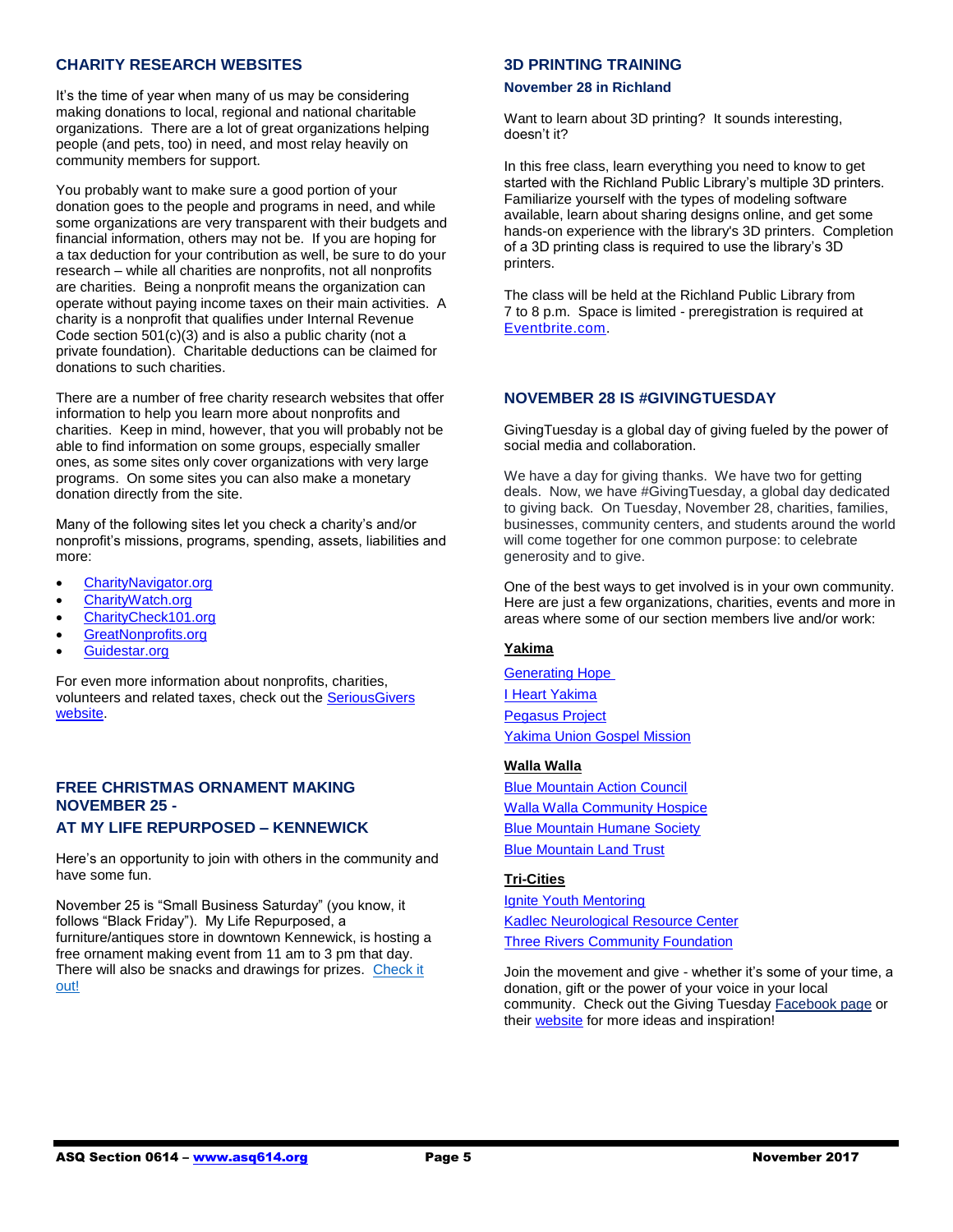## CHARITY RESEARCH WEBSITES

It's the time of year when many of us may be considering making donations to local, regional and national charitable organizations. There are a lot of great organizations helping people (and pets, too) in need, and most relay heavily on community members for support.

You probably want to make sure a good portion of your donation goes to the people and programs in need, and while some organizations are very transparent with their budgets and financial information, others may not be. If you are hoping for a tax deduction for your contribution as well, be sure to do your research – while all charities are nonprofits, not all nonprofits are charities. Being a nonprofit means the organization can operate without paying income taxes on their main activities. A charity is a nonprofit that qualifies under Internal Revenue Code section 501(c)(3) and is also a public charity (not a private foundation). Charitable deductions can be claimed for donations to such charities.

There are a number of free charity research websites that offer information to help you learn more about nonprofits and charities. Keep in mind, however, that you will probably not be able to find information on some groups, especially smaller ones, as some sites only cover organizations with very large programs. On some sites you can also make a monetary donation directly from the site.

Many of the following sites let you check a charity's and/or nonprofit's missions, programs, spending, assets, liabilities and more:

- CharityNavigator.org
- CharityWatch.org
- CharityCheck101.org
- GreatNonprofits.org
- Guidestar.org

For even more information about nonprofits, charities, volunteers and related taxes, check out the SeriousGivers website.

## FREE CHRISTMAS ORNAMENT MAKING NOVEMBER 25 - AT MY LIFE REPURPOSED – KENNEWICK

Here's an opportunity to join with others in the community and have some fun.

November 25 is "Small Business Saturday" (you know, it follows "Black Friday"). My Life Repurposed, a furniture/antiques store in downtown Kennewick, is hosting a free ornament making event from 11 am to 3 pm that day. There will also be snacks and drawings for prizes. Check it out!

## 3D PRINTING TRAINING

### November 28 in Richland

Want to learn about 3D printing? It sounds interesting, doesn't it?

In this free class, learn everything you need to know to get started with the Richland Public Library's multiple 3D printers. Familiarize yourself with the types of modeling software available, learn about sharing designs online, and get some hands-on experience with the library's 3D printers. Completion of a 3D printing class is required to use the library's 3D printers.

The class will be held at the Richland Public Library from 7 to 8 p.m. Space is limited - preregistration is required at Eventbrite.com.

## NOVEMBER 28 IS #GIVINGTUESDAY

GivingTuesday is a global day of giving fueled by the power of social media and collaboration.

We have a day for giving thanks. We have two for getting deals. Now, we have #GivingTuesday, a global day dedicated to giving back. On Tuesday, November 28, charities, families, businesses, community centers, and students around the world will come together for one common purpose: to celebrate generosity and to give.

One of the best ways to get involved is in your own community. Here are just a few organizations, charities, events and more in areas where some of our section members live and/or work:

**Yakima**

Generating Hope

I Heart Yakima

Pegasus Project

Yakima Union Gospel Mission

**Walla Walla**

Blue Mountain Action Council

Walla Walla Community Hospice

Blue Mountain Humane Society

Blue Mountain Land Trust

**Tri-Cities**

Ignite Youth Mentoring

Kadlec Neurological Resource Center

Three Rivers Community Foundation

Join the movement and give - whether it's some of your time, a donation, gift or the power of your voice in your local community. Check out the Giving Tuesday Facebook page or their website for more ideas and inspiration!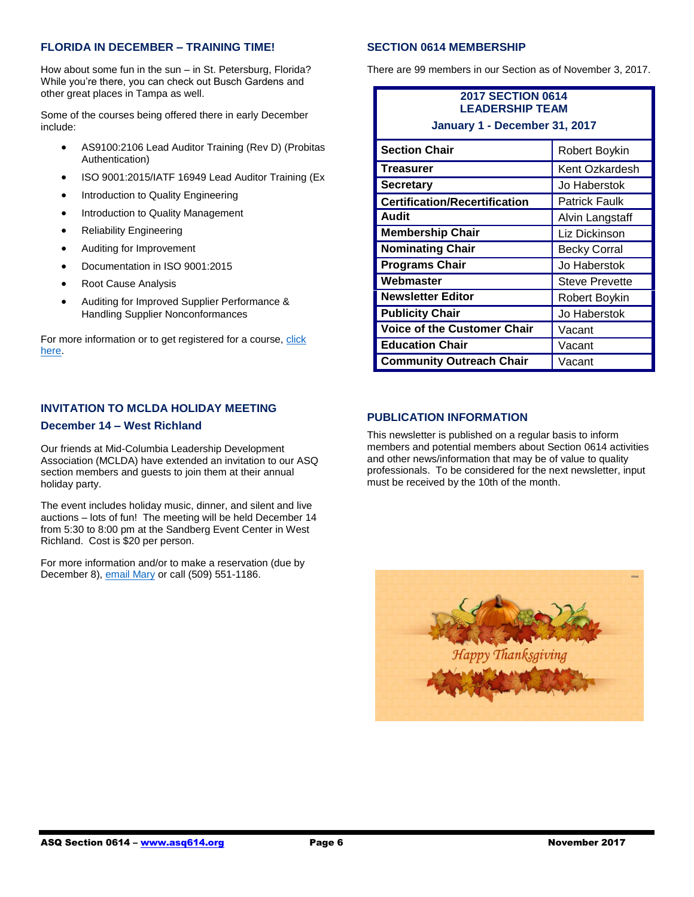## FLORIDA IN DECEMBER – TRAINING TIME!

How about some fun in the sun – in St. Petersburg, Florida? While you're there, you can check out Busch Gardens and other great places in Tampa as well.

Some of the courses being offered there in early December include:

- AS9100:2106 Lead Auditor Training (Rev D) (Probitas Authentication)
- ISO 9001:2015/IATF 16949 Lead Auditor Training (Ex
- Introduction to Quality Engineering
- Introduction to Quality Management
- Reliability Engineering
- Auditing for Improvement
- Documentation in ISO 9001:2015
- Root Cause Analysis
- Auditing for Improved Supplier Performance & Handling Supplier Nonconformances

For more information or to get registered for a course, click here.

## INVITATION TO MCLDA HOLIDAY MEETING

### December 14 – West Richland

Our friends at Mid-Columbia Leadership Development Association (MCLDA) have extended an invitation to our ASQ section members and guests to join them at their annual holiday party.

The event includes holiday music, dinner, and silent and live auctions – lots of fun! The meeting will be held December 14 from 5:30 to 8:00 pm at the Sandberg Event Center in West Richland. Cost is $20 per person.

For more information and/or to make a reservation (due by December 8), email Mary or call (509) 551-1186.

## SECTION 0614 MEMBERSHIP

There are 99 members in our Section as of November 3, 2017.

**2017 SECTION 0614 LEADERSHIP TEAM**
**January 1 - December 31, 2017**

| | |
|---|---|
| **Section Chair** | Robert Boykin |
| **Treasurer** | Kent Ozkardesh |
| **Secretary** | Jo Haberstok |
| **Certification/Recertification** | Patrick Faulk |
| **Audit** | Alvin Langstaff |
| **Membership Chair** | Liz Dickinson |
| **Nominating Chair** | Becky Corral |
| **Programs Chair** | Jo Haberstok |
| **Webmaster** | Steve Prevette |
| **Newsletter Editor** | Robert Boykin |
| **Publicity Chair** | Jo Haberstok |
| **Voice of the Customer Chair** | Vacant |
| **Education Chair** | Vacant |
| **Community Outreach Chair** | Vacant |

## PUBLICATION INFORMATION

This newsletter is published on a regular basis to inform members and potential members about Section 0614 activities and other news/information that may be of value to quality professionals. To be considered for the next newsletter, input must be received by the 10th of the month.

Happy Thanksgiving